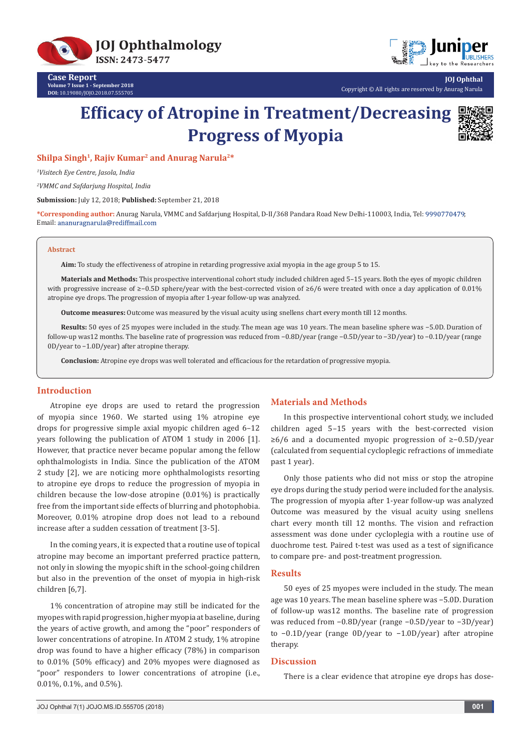Case Report

# Efficacy of Atropine in Treatment/Decreasing Progress of Myopia

**Shilpa Singh[1], Rajiv Kumar[2] and Anurag Narula[2]***

*[1]Visitech Eye Centre, Jasola, India*

*[2]VMMC and Safdarjung Hospital, India*

**Submission:** July 12, 2018; **Published:** September 21, 2018

***Corresponding author:** Anurag Narula, VMMC and Safdarjung Hospital, D-II/368 Pandara Road New Delhi-110003, India, Tel: 9990770479; Email: ananuragnarula@rediffmail.com

## Abstract

**Aim:** To study the effectiveness of atropine in retarding progressive axial myopia in the age group 5 to 15.

**Materials and Methods:** This prospective interventional cohort study included children aged 5–15 years. Both the eyes of myopic children with progressive increase of ≥−0.5D sphere/year with the best-corrected vision of ≥6/6 were treated with once a day application of 0.01% atropine eye drops. The progression of myopia after 1-year follow-up was analyzed.

**Outcome measures:** Outcome was measured by the visual acuity using snellens chart every month till 12 months.

**Results:** 50 eyes of 25 myopes were included in the study. The mean age was 10 years. The mean baseline sphere was −5.0D. Duration of follow-up was12 months. The baseline rate of progression was reduced from −0.8D/year (range −0.5D/year to −3D/year) to −0.1D/year (range 0D/year to −1.0D/year) after atropine therapy.

**Conclusion:** Atropine eye drops was well tolerated and efficacious for the retardation of progressive myopia.

## Introduction

Atropine eye drops are used to retard the progression of myopia since 1960. We started using 1% atropine eye drops for progressive simple axial myopic children aged 6–12 years following the publication of ATOM 1 study in 2006 [1]. However, that practice never became popular among the fellow ophthalmologists in India. Since the publication of the ATOM 2 study [2], we are noticing more ophthalmologists resorting to atropine eye drops to reduce the progression of myopia in children because the low-dose atropine (0.01%) is practically free from the important side effects of blurring and photophobia. Moreover, 0.01% atropine drop does not lead to a rebound increase after a sudden cessation of treatment [3-5].

In the coming years, it is expected that a routine use of topical atropine may become an important preferred practice pattern, not only in slowing the myopic shift in the school-going children but also in the prevention of the onset of myopia in high-risk children [6,7].

1% concentration of atropine may still be indicated for the myopes with rapid progression, higher myopia at baseline, during the years of active growth, and among the "poor" responders of lower concentrations of atropine. In ATOM 2 study, 1% atropine drop was found to have a higher efficacy (78%) in comparison to 0.01% (50% efficacy) and 20% myopes were diagnosed as "poor" responders to lower concentrations of atropine (i.e., 0.01%, 0.1%, and 0.5%).

## Materials and Methods

In this prospective interventional cohort study, we included children aged 5–15 years with the best-corrected vision ≥6/6 and a documented myopic progression of ≥−0.5D/year (calculated from sequential cycloplegic refractions of immediate past 1 year).

Only those patients who did not miss or stop the atropine eye drops during the study period were included for the analysis. The progression of myopia after 1-year follow-up was analyzed Outcome was measured by the visual acuity using snellens chart every month till 12 months. The vision and refraction assessment was done under cycloplegia with a routine use of duochrome test. Paired t-test was used as a test of significance to compare pre- and post-treatment progression.

## Results

50 eyes of 25 myopes were included in the study. The mean age was 10 years. The mean baseline sphere was −5.0D. Duration of follow-up was12 months. The baseline rate of progression was reduced from −0.8D/year (range −0.5D/year to −3D/year) to −0.1D/year (range 0D/year to −1.0D/year) after atropine therapy.

## Discussion

There is a clear evidence that atropine eye drops has dose-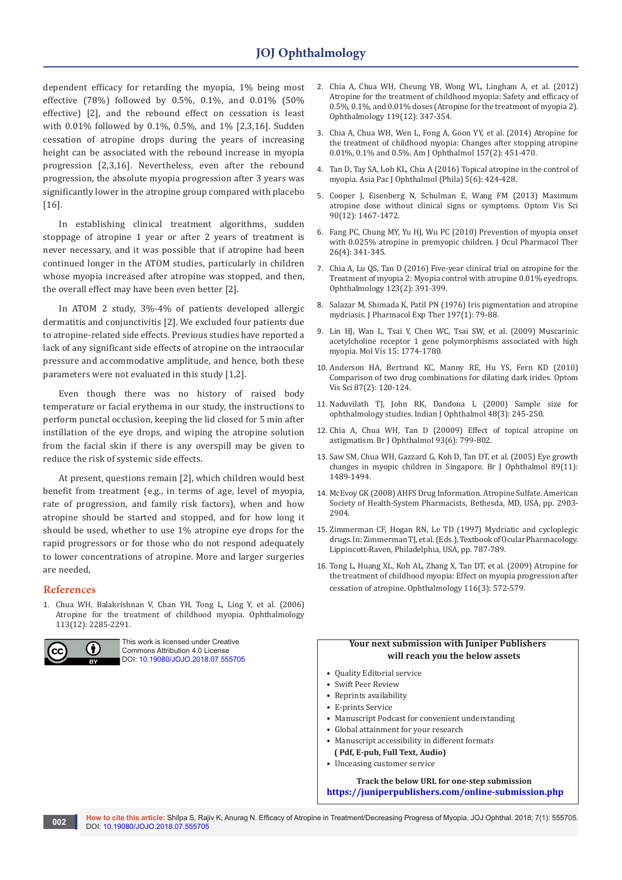dependent efficacy for retarding the myopia, 1% being most effective (78%) followed by 0.5%, 0.1%, and 0.01% (50% effective) [2], and the rebound effect on cessation is least with 0.01% followed by 0.1%, 0.5%, and 1% [2,3,16]. Sudden cessation of atropine drops during the years of increasing height can be associated with the rebound increase in myopia progression [2,3,16]. Nevertheless, even after the rebound progression, the absolute myopia progression after 3 years was significantly lower in the atropine group compared with placebo [16].

In establishing clinical treatment algorithms, sudden stoppage of atropine 1 year or after 2 years of treatment is never necessary, and it was possible that if atropine had been continued longer in the ATOM studies, particularly in children whose myopia increased after atropine was stopped, and then, the overall effect may have been even better [2].

In ATOM 2 study, 3%-4% of patients developed allergic dermatitis and conjunctivitis [2]. We excluded four patients due to atropine-related side effects. Previous studies have reported a lack of any significant side effects of atropine on the intraocular pressure and accommodative amplitude, and hence, both these parameters were not evaluated in this study [1,2].

Even though there was no history of raised body temperature or facial erythema in our study, the instructions to perform punctal occlusion, keeping the lid closed for 5 min after instillation of the eye drops, and wiping the atropine solution from the facial skin if there is any overspill may be given to reduce the risk of systemic side effects.

At present, questions remain [2], which children would best benefit from treatment (e.g., in terms of age, level of myopia, rate of progression, and family risk factors), when and how atropine should be started and stopped, and for how long it should be used, whether to use 1% atropine eye drops for the rapid progressors or for those who do not respond adequately to lower concentrations of atropine. More and larger surgeries are needed,

## References

1. Chua WH, Balakrishnan V, Chan YH, Tong L, Ling Y, et al. (2006) Atropine for the treatment of childhood myopia. Ophthalmology 113(12): 2285-2291.
2. Chia A, Chua WH, Cheung YB, Wong WL, Lingham A, et al. (2012) Atropine for the treatment of childhood myopia: Safety and efficacy of 0.5%, 0.1%, and 0.01% doses (Atropine for the treatment of myopia 2). Ophthalmology 119(12): 347-354.
3. Chia A, Chua WH, Wen L, Fong A, Goon YY, et al. (2014) Atropine for the treatment of childhood myopia: Changes after stopping atropine 0.01%, 0.1% and 0.5%. Am J Ophthalmol 157(2): 451-470.
4. Tan D, Tay SA, Loh KL, Chia A (2016) Topical atropine in the control of myopia. Asia Pac J Ophthalmol (Phila) 5(6): 424-428.
5. Cooper J, Eisenberg N, Schulman E, Wang FM (2013) Maximum atropine dose without clinical signs or symptoms. Optom Vis Sci 90(12): 1467-1472.
6. Fang PC, Chung MY, Yu HJ, Wu PC (2010) Prevention of myopia onset with 0.025% atropine in premyopic children. J Ocul Pharmacol Ther 26(4): 341-345.
7. Chia A, Lu QS, Tan D (2016) Five-year clinical trial on atropine for the Treatment of myopia 2: Myopia control with atropine 0.01% eyedrops. Ophthalmology 123(2): 391-399.
8. Salazar M, Shimada K, Patil PN (1976) Iris pigmentation and atropine mydriasis. J Pharmacol Exp Ther 197(1): 79-88.
9. Lin HJ, Wan L, Tsai Y, Chen WC, Tsai SW, et al. (2009) Muscarinic acetylcholine receptor 1 gene polymorphisms associated with high myopia. Mol Vis 15: 1774-1780.
10. Anderson HA, Bertrand KC, Manny RE, Hu YS, Fern KD (2010) Comparison of two drug combinations for dilating dark irides. Optom Vis Sci 87(2): 120-124.
11. Naduvilath TJ, John RK, Dandona L (2000) Sample size for ophthalmology studies. Indian J Ophthalmol 48(3): 245-250.
12. Chia A, Chua WH, Tan D (20009) Effect of topical atropine on astigmatism. Br J Ophthalmol 93(6): 799-802.
13. Saw SM, Chua WH, Gazzard G, Koh D, Tan DT, et al. (2005) Eye growth changes in myopic children in Singapore. Br J Ophthalmol 89(11): 1489-1494.
14. McEvoy GK (2008) AHFS Drug Information. Atropine Sulfate. American Society of Health-System Pharmacists, Bethesda, MD, USA, pp. 2903-2904.
15. Zimmerman CF, Hogan RN, Le TD (1997) Mydriatic and cycloplegic drugs. In: Zimmerman TJ, et al. (Eds.), Textbook of Ocular Pharmacology. Lippincott-Raven, Philadelphia, USA, pp. 787-789.
16. Tong L, Huang XL, Koh AL, Zhang X, Tan DT, et al. (2009) Atropine for the treatment of childhood myopia: Effect on myopia progression after cessation of atropine. Ophthalmology 116(3): 572-579.

This work is licensed under Creative Commons Attribution 4.0 License
DOI: 10.19080/JOJO.2018.07.555705

**Your next submission with Juniper Publishers will reach you the below assets**

- Quality Editorial service
- Swift Peer Review
- Reprints availability
- E-prints Service
- Manuscript Podcast for convenient understanding
- Global attainment for your research
- Manuscript accessibility in different formats
  **( Pdf, E-pub, Full Text, Audio)**
- Unceasing customer service

**Track the below URL for one-step submission**
**https://juniperpublishers.com/online-submission.php**

**How to cite this article:** Shilpa S, Rajiv K, Anurag N. Efficacy of Atropine in Treatment/Decreasing Progress of Myopia. JOJ Ophthal. 2018; 7(1): 555705. DOI: 10.19080/JOJO.2018.07.555705